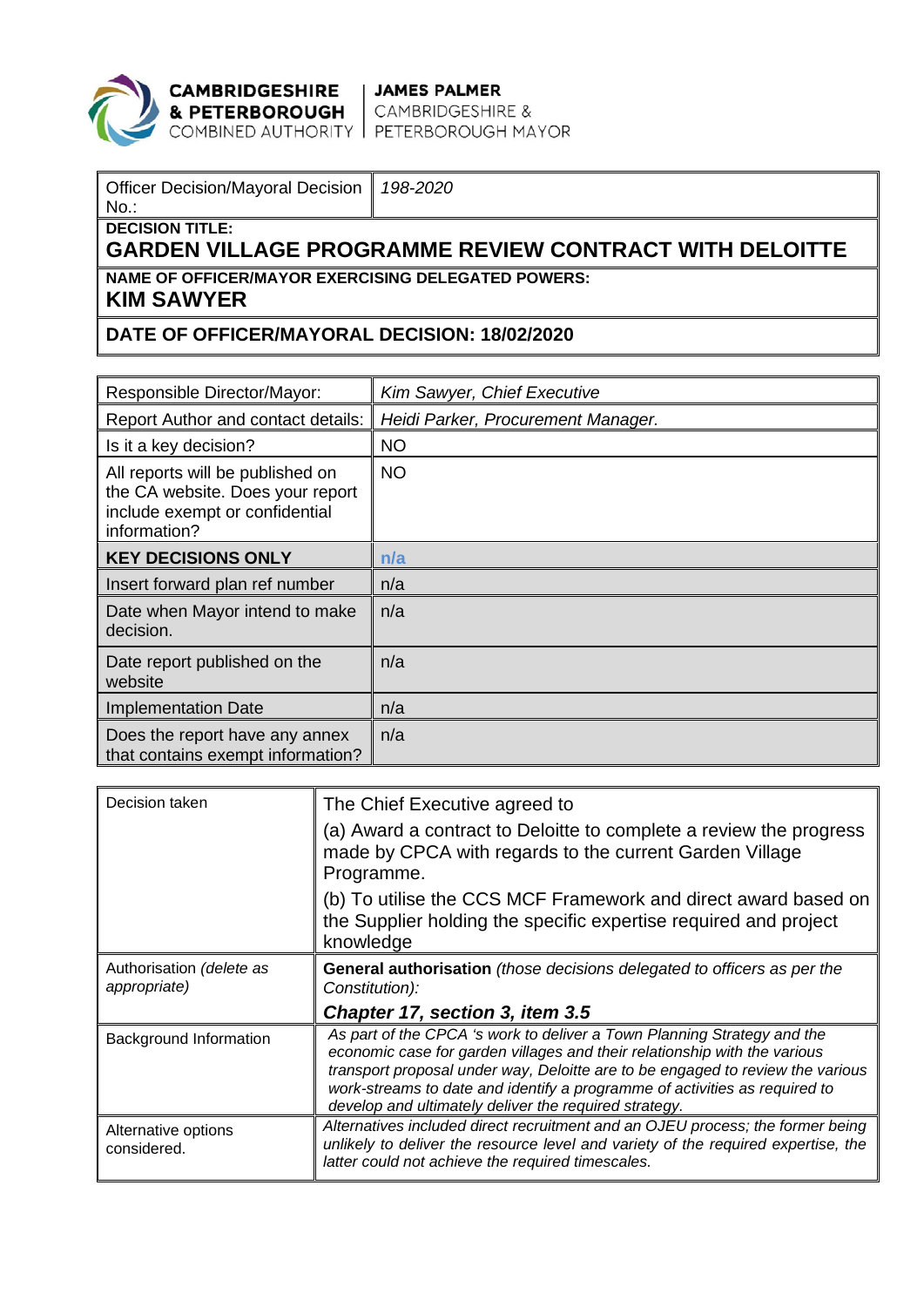**CAMBRIDGESHIRE & PETERBOROUGH** COMBINED AUTHORITY | **JAMES PALMER** CAMBRIDGESHIRE & PETERBOROUGH MAYOR

| Officer Decision/Mayoral Decision No.: | *198-2020* |
|---|---|
| **DECISION TITLE:** **GARDEN VILLAGE PROGRAMME REVIEW CONTRACT WITH DELOITTE** | |
| **NAME OF OFFICER/MAYOR EXERCISING DELEGATED POWERS:** **KIM SAWYER** | |
| **DATE OF OFFICER/MAYORAL DECISION: 18/02/2020** | |

| | |
|---|---|
| Responsible Director/Mayor: | *Kim Sawyer, Chief Executive* |
| Report Author and contact details: | *Heidi Parker, Procurement Manager.* |
| Is it a key decision? | NO |
| All reports will be published on the CA website. Does your report include exempt or confidential information? | NO |
| **KEY DECISIONS ONLY** | **n/a** |
| Insert forward plan ref number | n/a |
| Date when Mayor intend to make decision. | n/a |
| Date report published on the website | n/a |
| Implementation Date | n/a |
| Does the report have any annex that contains exempt information? | n/a |

| | |
|---|---|
| Decision taken | The Chief Executive agreed to<br>(a) Award a contract to Deloitte to complete a review the progress made by CPCA with regards to the current Garden Village Programme.<br>(b) To utilise the CCS MCF Framework and direct award based on the Supplier holding the specific expertise required and project knowledge |
| Authorisation *(delete as appropriate)* | **General authorisation** *(those decisions delegated to officers as per the Constitution):*<br>***Chapter 17, section 3, item 3.5*** |
| Background Information | *As part of the CPCA 's work to deliver a Town Planning Strategy and the economic case for garden villages and their relationship with the various transport proposal under way, Deloitte are to be engaged to review the various work-streams to date and identify a programme of activities as required to develop and ultimately deliver the required strategy.* |
| Alternative options considered. | *Alternatives included direct recruitment and an OJEU process; the former being unlikely to deliver the resource level and variety of the required expertise, the latter could not achieve the required timescales.* |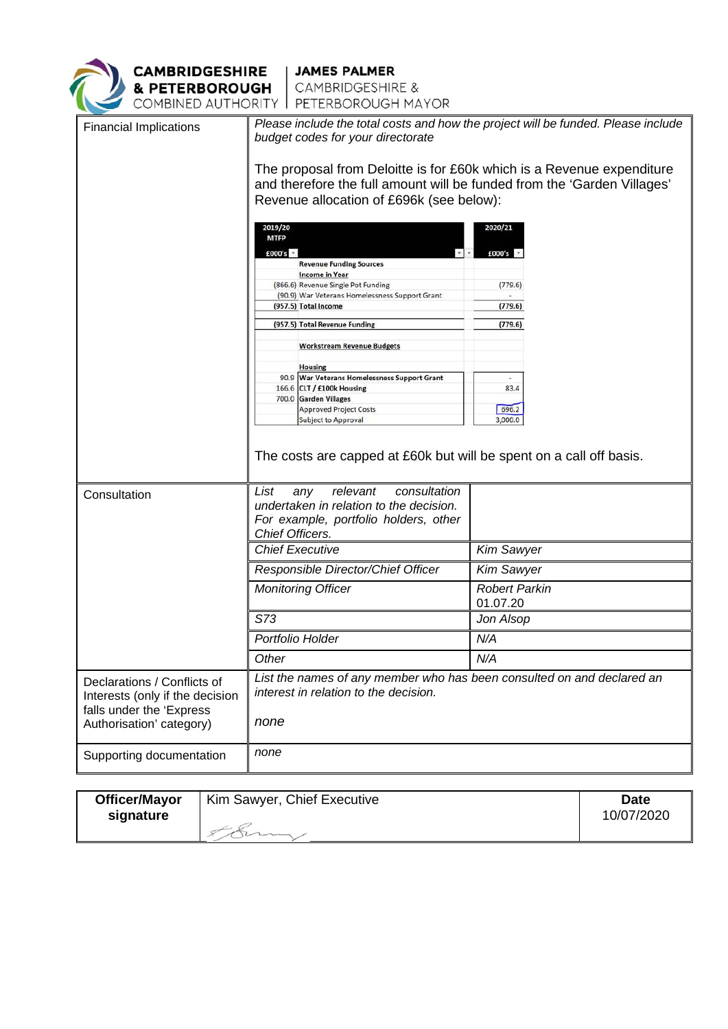| | |
|---|---|
| Financial Implications | *Please include the total costs and how the project will be funded. Please include budget codes for your directorate*<br><br>The proposal from Deloitte is for £60k which is a Revenue expenditure and therefore the full amount will be funded from the 'Garden Villages' Revenue allocation of £696k (see below): |

| 2019/20 MTFP £000's | | 2020/21 £000's |
|---|---|---|
| | **Revenue Funding Sources** | |
| | **Income in Year** | |
| (866.6) | Revenue Single Pot Funding | (779.6) |
| (90.9) | War Veterans Homelessness Support Grant | - |
| (957.5) | **Total Income** | (779.6) |
| (957.5) | **Total Revenue Funding** | (779.6) |
| | **Workstream Revenue Budgets** | |
| | **Housing** | |
| 90.9 | War Veterans Homelessness Support Grant | - |
| 166.6 | CLT / £100k Housing | 83.4 |
| 700.0 | Garden Villages | |
| | Approved Project Costs | 696.2 |
| | Subject to Approval | 3,000.0 |

The costs are capped at £60k but will be spent on a call off basis.

| | | |
|---|---|---|
| Consultation | *List any relevant consultation undertaken in relation to the decision. For example, portfolio holders, other Chief Officers.* | |
| | *Chief Executive* | *Kim Sawyer* |
| | *Responsible Director/Chief Officer* | *Kim Sawyer* |
| | *Monitoring Officer* | *Robert Parkin 01.07.20* |
| | *S73* | *Jon Alsop* |
| | *Portfolio Holder* | *N/A* |
| | *Other* | *N/A* |
| Declarations / Conflicts of Interests (only if the decision falls under the 'Express Authorisation' category) | *List the names of any member who has been consulted on and declared an interest in relation to the decision.*<br><br>*none* | |
| Supporting documentation | *none* | |

| | | |
|---|---|---|
| **Officer/Mayor signature** | Kim Sawyer, Chief Executive | **Date**<br>10/07/2020 |